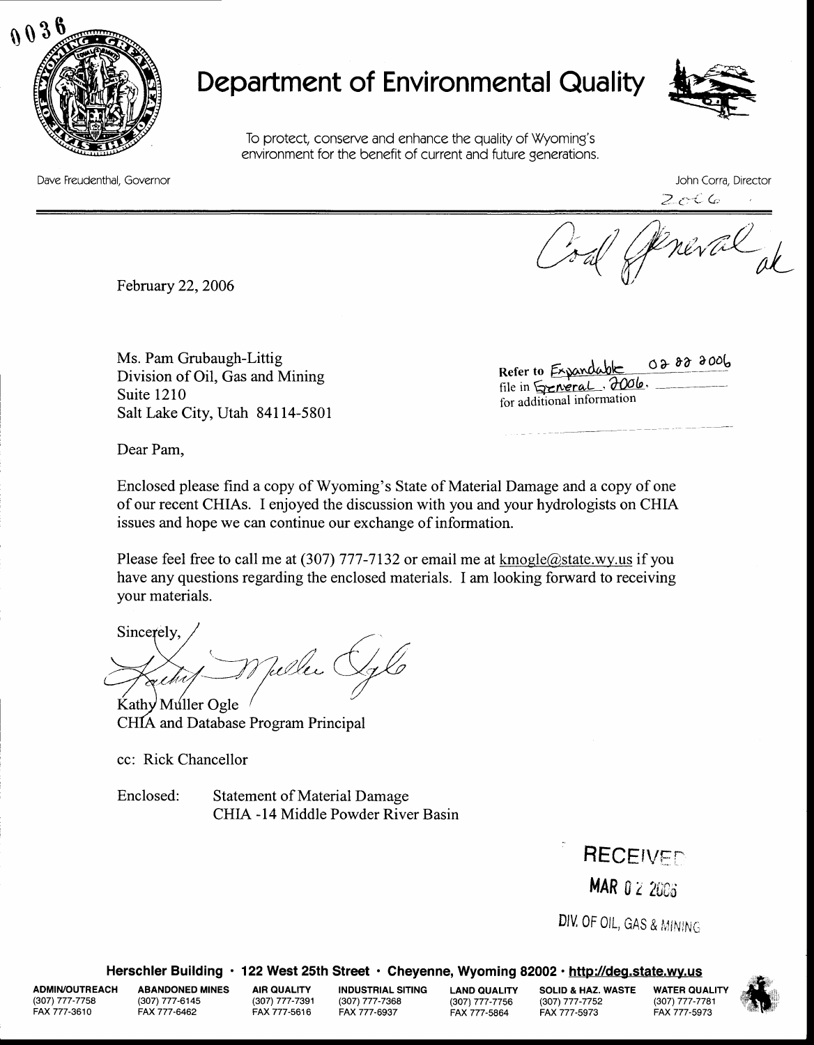0036

# Department of Environmental Quality

To protect, conserve and enhance the quality of Wyoming's environment for the benefit of current and future generations.

Dave Freudenthal, Governor

John Corra, Director

2006

Coal General ak

February 22, 2006

Ms. Pam Grubaugh-Littig
Division of Oil, Gas and Mining
Suite 1210
Salt Lake City, Utah 84114-5801

Refer to Expandable 02 22 2006
file in General, 2006.
for additional information

Dear Pam,

Enclosed please find a copy of Wyoming's State of Material Damage and a copy of one of our recent CHIAs. I enjoyed the discussion with you and your hydrologists on CHIA issues and hope we can continue our exchange of information.

Please feel free to call me at (307) 777-7132 or email me at kmogle@state.wy.us if you have any questions regarding the enclosed materials. I am looking forward to receiving your materials.

Sincerely,

Kathy Muller Ogle
CHIA and Database Program Principal

cc: Rick Chancellor

Enclosed: Statement of Material Damage
CHIA -14 Middle Powder River Basin

RECEIVED
MAR 02 2006
DIV. OF OIL, GAS & MINING

**Herschler Building · 122 West 25th Street · Cheyenne, Wyoming 82002 · http://deq.state.wy.us**

| ADMIN/OUTREACH | ABANDONED MINES | AIR QUALITY | INDUSTRIAL SITING | LAND QUALITY | SOLID & HAZ. WASTE | WATER QUALITY |
|---|---|---|---|---|---|---|
| (307) 777-7758 | (307) 777-6145 | (307) 777-7391 | (307) 777-7368 | (307) 777-7756 | (307) 777-7752 | (307) 777-7781 |
| FAX 777-3610 | FAX 777-6462 | FAX 777-5616 | FAX 777-6937 | FAX 777-5864 | FAX 777-5973 | FAX 777-5973 |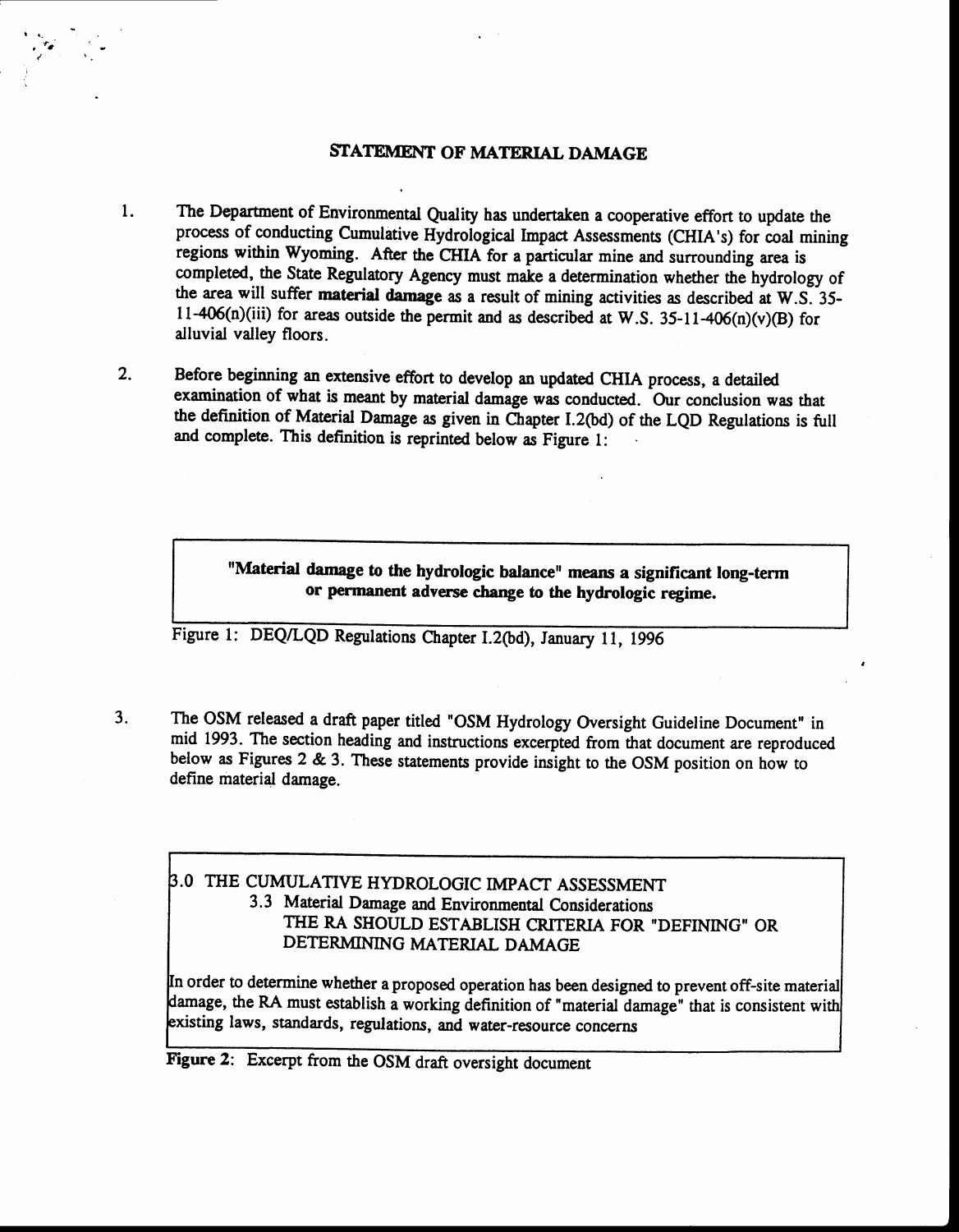## STATEMENT OF MATERIAL DAMAGE

1. The Department of Environmental Quality has undertaken a cooperative effort to update the process of conducting Cumulative Hydrological Impact Assessments (CHIA's) for coal mining regions within Wyoming. After the CHIA for a particular mine and surrounding area is completed, the State Regulatory Agency must make a determination whether the hydrology of the area will suffer **material damage** as a result of mining activities as described at W.S. 35-11-406(n)(iii) for areas outside the permit and as described at W.S. 35-11-406(n)(v)(B) for alluvial valley floors.

2. Before beginning an extensive effort to develop an updated CHIA process, a detailed examination of what is meant by material damage was conducted. Our conclusion was that the definition of Material Damage as given in Chapter I.2(bd) of the LQD Regulations is full and complete. This definition is reprinted below as Figure 1:

> **"Material damage to the hydrologic balance" means a significant long-term or permanent adverse change to the hydrologic regime.**

Figure 1: DEQ/LQD Regulations Chapter I.2(bd), January 11, 1996

3. The OSM released a draft paper titled "OSM Hydrology Oversight Guideline Document" in mid 1993. The section heading and instructions excerpted from that document are reproduced below as Figures 2 & 3. These statements provide insight to the OSM position on how to define material damage.

> 3.0 THE CUMULATIVE HYDROLOGIC IMPACT ASSESSMENT
>
> 3.3 Material Damage and Environmental Considerations
>
> THE RA SHOULD ESTABLISH CRITERIA FOR "DEFINING" OR DETERMINING MATERIAL DAMAGE
>
> In order to determine whether a proposed operation has been designed to prevent off-site material damage, the RA must establish a working definition of "material damage" that is consistent with existing laws, standards, regulations, and water-resource concerns

**Figure 2**: Excerpt from the OSM draft oversight document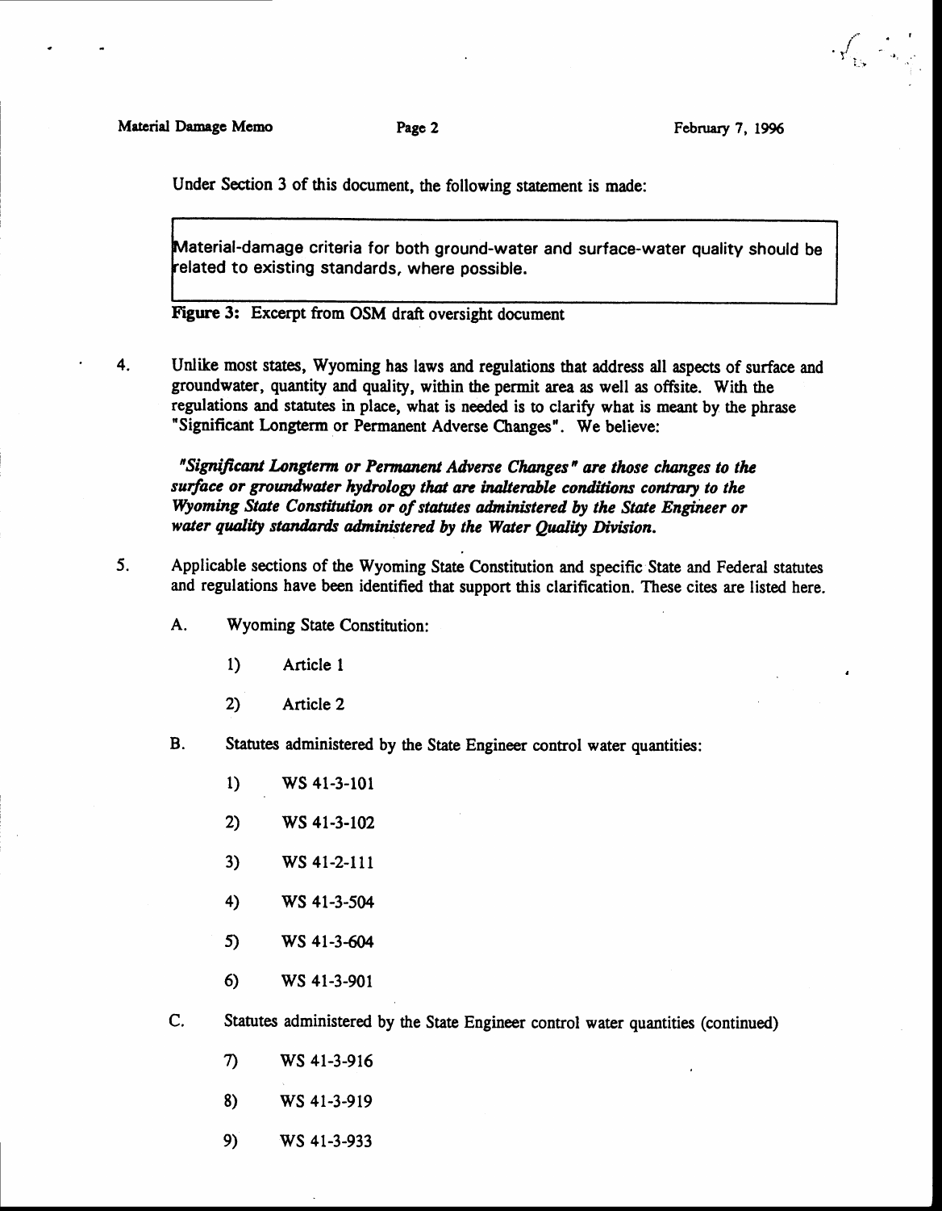Under Section 3 of this document, the following statement is made:

> Material-damage criteria for both ground-water and surface-water quality should be related to existing standards, where possible.

**Figure 3:** Excerpt from OSM draft oversight document

4. Unlike most states, Wyoming has laws and regulations that address all aspects of surface and groundwater, quantity and quality, within the permit area as well as offsite. With the regulations and statutes in place, what is needed is to clarify what is meant by the phrase "Significant Longterm or Permanent Adverse Changes". We believe:

   ***"Significant Longterm or Permanent Adverse Changes" are those changes to the surface or groundwater hydrology that are inalterable conditions contrary to the Wyoming State Constitution or of statutes administered by the State Engineer or water quality standards administered by the Water Quality Division.***

5. Applicable sections of the Wyoming State Constitution and specific State and Federal statutes and regulations have been identified that support this clarification. These cites are listed here.

   A. Wyoming State Constitution:

      1) Article 1

      2) Article 2

   B. Statutes administered by the State Engineer control water quantities:

      1) WS 41-3-101

      2) WS 41-3-102

      3) WS 41-2-111

      4) WS 41-3-504

      5) WS 41-3-604

      6) WS 41-3-901

   C. Statutes administered by the State Engineer control water quantities (continued)

      7) WS 41-3-916

      8) WS 41-3-919

      9) WS 41-3-933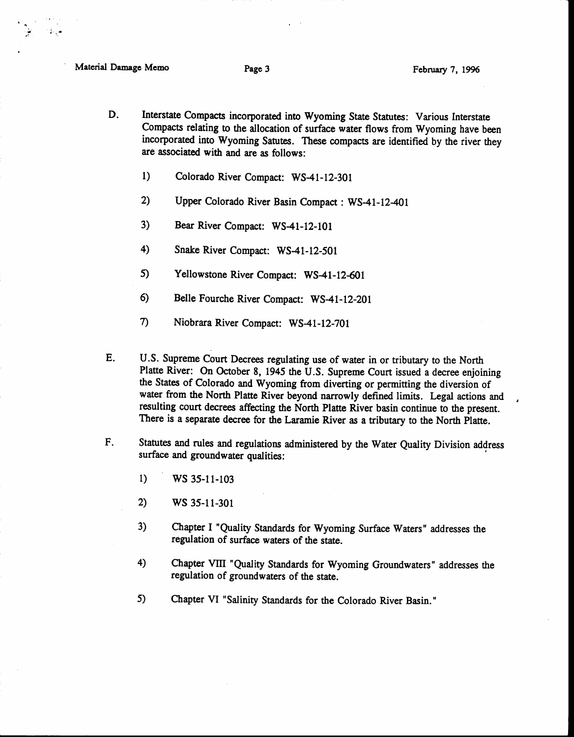D. Interstate Compacts incorporated into Wyoming State Statutes: Various Interstate Compacts relating to the allocation of surface water flows from Wyoming have been incorporated into Wyoming Satutes. These compacts are identified by the river they are associated with and are as follows:

1) Colorado River Compact: WS-41-12-301

2) Upper Colorado River Basin Compact : WS-41-12-401

3) Bear River Compact: WS-41-12-101

4) Snake River Compact: WS-41-12-501

5) Yellowstone River Compact: WS-41-12-601

6) Belle Fourche River Compact: WS-41-12-201

7) Niobrara River Compact: WS-41-12-701

E. U.S. Supreme Court Decrees regulating use of water in or tributary to the North Platte River: On October 8, 1945 the U.S. Supreme Court issued a decree enjoining the States of Colorado and Wyoming from diverting or permitting the diversion of water from the North Platte River beyond narrowly defined limits. Legal actions and resulting court decrees affecting the North Platte River basin continue to the present. There is a separate decree for the Laramie River as a tributary to the North Platte.

F. Statutes and rules and regulations administered by the Water Quality Division address surface and groundwater qualities:

1) WS 35-11-103

2) WS 35-11-301

3) Chapter I "Quality Standards for Wyoming Surface Waters" addresses the regulation of surface waters of the state.

4) Chapter VIII "Quality Standards for Wyoming Groundwaters" addresses the regulation of groundwaters of the state.

5) Chapter VI "Salinity Standards for the Colorado River Basin."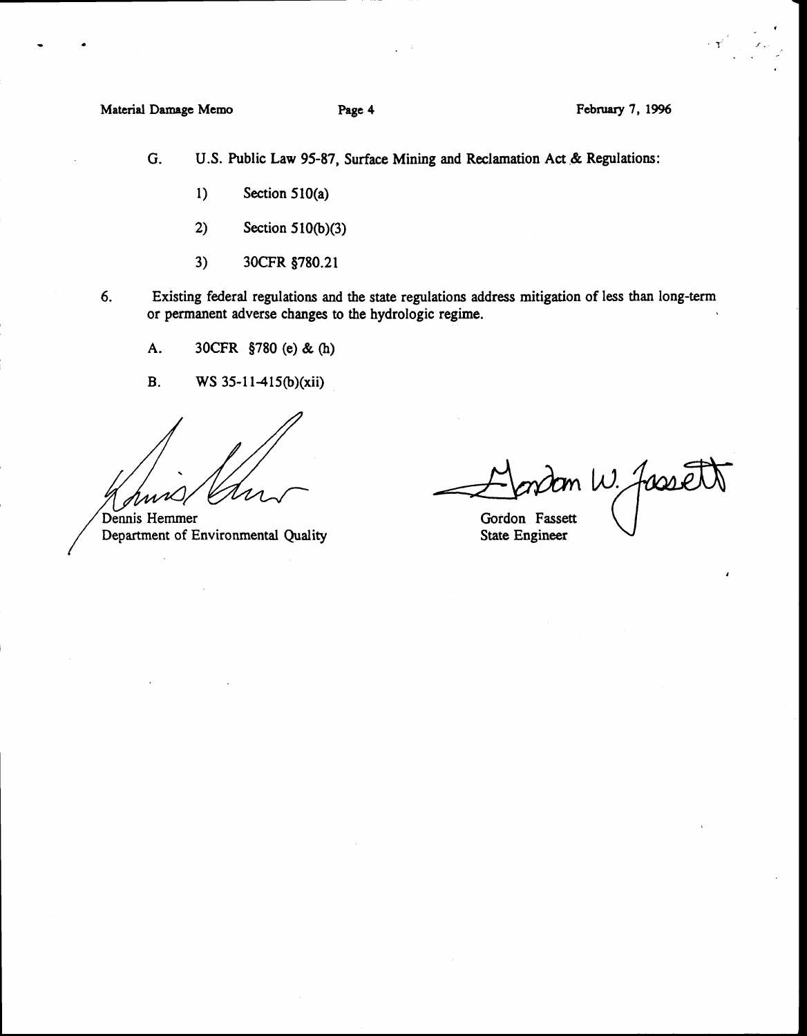G. U.S. Public Law 95-87, Surface Mining and Reclamation Act & Regulations:

1) Section 510(a)

2) Section 510(b)(3)

3) 30CFR §780.21

6. Existing federal regulations and the state regulations address mitigation of less than long-term or permanent adverse changes to the hydrologic regime.

A. 30CFR §780 (e) & (h)

B. WS 35-11-415(b)(xii)

Dennis Hemmer
Department of Environmental Quality

Gordon Fassett
State Engineer